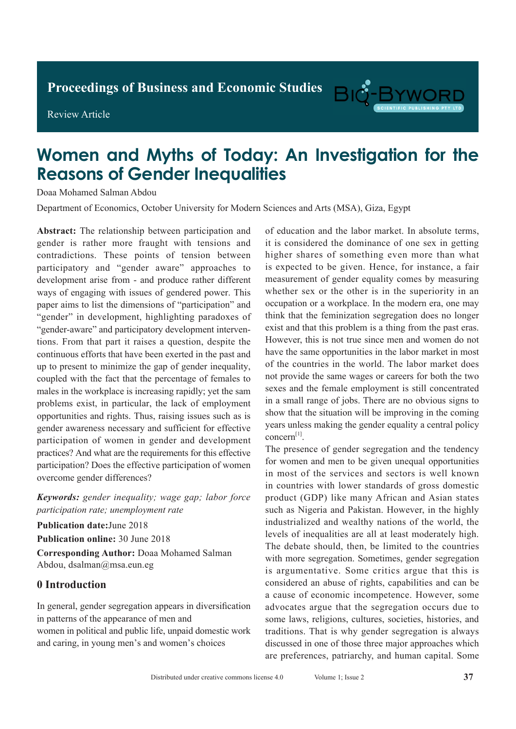Proceedings of Business and Economic Studies

Review Article

# Women and Myths of Today: An Investigation for the Reasons of Gender Inequalities

Doaa Mohamed Salman Abdou

Department of Economics, October University for Modern Sciences and Arts (MSA), Giza, Egypt

**Abstract:** The relationship between participation and gender is rather more fraught with tensions and contradictions. These points of tension between participatory and "gender aware" approaches to development arise from - and produce rather different ways of engaging with issues of gendered power. This paper aims to list the dimensions of "participation" and "gender" in development, highlighting paradoxes of "gender-aware" and participatory development interventions. From that part it raises a question, despite the continuous efforts that have been exerted in the past and up to present to minimize the gap of gender inequality, coupled with the fact that the percentage of females to males in the workplace is increasing rapidly; yet the sam problems exist, in particular, the lack of employment opportunities and rights. Thus, raising issues such as is gender awareness necessary and sufficient for effective participation of women in gender and development practices? And what are the requirements for this effective participation? Does the effective participation of women overcome gender differences?

***Keywords:*** *gender inequality; wage gap; labor force participation rate; unemployment rate*

**Publication date:**June 2018

**Publication online:** 30 June 2018

**Corresponding Author:** Doaa Mohamed Salman Abdou, dsalman@msa.eun.eg

## 0 Introduction

In general, gender segregation appears in diversification in patterns of the appearance of men and women in political and public life, unpaid domestic work and caring, in young men's and women's choices of education and the labor market. In absolute terms, it is considered the dominance of one sex in getting higher shares of something even more than what is expected to be given. Hence, for instance, a fair measurement of gender equality comes by measuring whether sex or the other is in the superiority in an occupation or a workplace. In the modern era, one may think that the feminization segregation does no longer exist and that this problem is a thing from the past eras. However, this is not true since men and women do not have the same opportunities in the labor market in most of the countries in the world. The labor market does not provide the same wages or careers for both the two sexes and the female employment is still concentrated in a small range of jobs. There are no obvious signs to show that the situation will be improving in the coming years unless making the gender equality a central policy concern[1].

The presence of gender segregation and the tendency for women and men to be given unequal opportunities in most of the services and sectors is well known in countries with lower standards of gross domestic product (GDP) like many African and Asian states such as Nigeria and Pakistan. However, in the highly industrialized and wealthy nations of the world, the levels of inequalities are all at least moderately high. The debate should, then, be limited to the countries with more segregation. Sometimes, gender segregation is argumentative. Some critics argue that this is considered an abuse of rights, capabilities and can be a cause of economic incompetence. However, some advocates argue that the segregation occurs due to some laws, religions, cultures, societies, histories, and traditions. That is why gender segregation is always discussed in one of those three major approaches which are preferences, patriarchy, and human capital. Some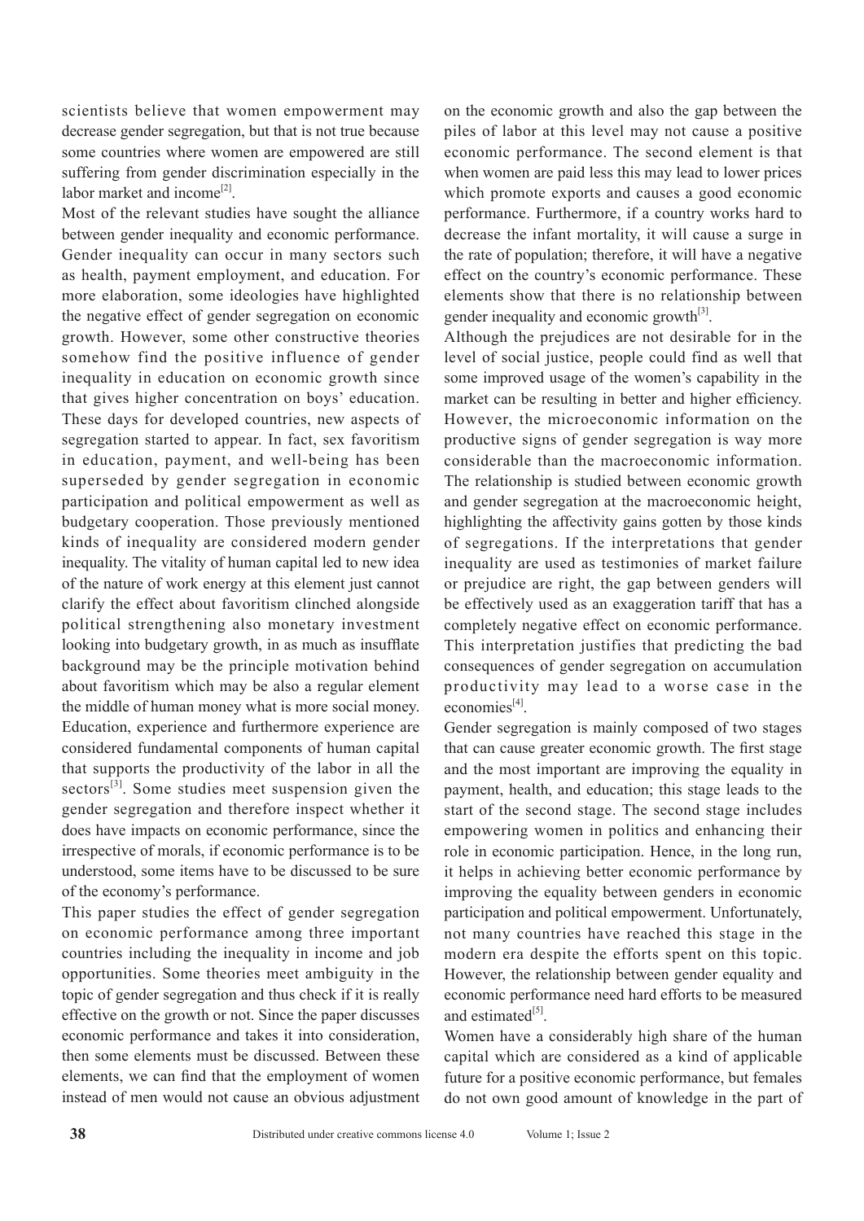scientists believe that women empowerment may decrease gender segregation, but that is not true because some countries where women are empowered are still suffering from gender discrimination especially in the labor market and income[2].

Most of the relevant studies have sought the alliance between gender inequality and economic performance. Gender inequality can occur in many sectors such as health, payment employment, and education. For more elaboration, some ideologies have highlighted the negative effect of gender segregation on economic growth. However, some other constructive theories somehow find the positive influence of gender inequality in education on economic growth since that gives higher concentration on boys' education. These days for developed countries, new aspects of segregation started to appear. In fact, sex favoritism in education, payment, and well-being has been superseded by gender segregation in economic participation and political empowerment as well as budgetary cooperation. Those previously mentioned kinds of inequality are considered modern gender inequality. The vitality of human capital led to new idea of the nature of work energy at this element just cannot clarify the effect about favoritism clinched alongside political strengthening also monetary investment looking into budgetary growth, in as much as insufflate background may be the principle motivation behind about favoritism which may be also a regular element the middle of human money what is more social money. Education, experience and furthermore experience are considered fundamental components of human capital that supports the productivity of the labor in all the sectors[3]. Some studies meet suspension given the gender segregation and therefore inspect whether it does have impacts on economic performance, since the irrespective of morals, if economic performance is to be understood, some items have to be discussed to be sure of the economy's performance.

This paper studies the effect of gender segregation on economic performance among three important countries including the inequality in income and job opportunities. Some theories meet ambiguity in the topic of gender segregation and thus check if it is really effective on the growth or not. Since the paper discusses economic performance and takes it into consideration, then some elements must be discussed. Between these elements, we can find that the employment of women instead of men would not cause an obvious adjustment on the economic growth and also the gap between the piles of labor at this level may not cause a positive economic performance. The second element is that when women are paid less this may lead to lower prices which promote exports and causes a good economic performance. Furthermore, if a country works hard to decrease the infant mortality, it will cause a surge in the rate of population; therefore, it will have a negative effect on the country's economic performance. These elements show that there is no relationship between gender inequality and economic growth[3].

Although the prejudices are not desirable for in the level of social justice, people could find as well that some improved usage of the women's capability in the market can be resulting in better and higher efficiency. However, the microeconomic information on the productive signs of gender segregation is way more considerable than the macroeconomic information. The relationship is studied between economic growth and gender segregation at the macroeconomic height, highlighting the affectivity gains gotten by those kinds of segregations. If the interpretations that gender inequality are used as testimonies of market failure or prejudice are right, the gap between genders will be effectively used as an exaggeration tariff that has a completely negative effect on economic performance. This interpretation justifies that predicting the bad consequences of gender segregation on accumulation productivity may lead to a worse case in the economies[4].

Gender segregation is mainly composed of two stages that can cause greater economic growth. The first stage and the most important are improving the equality in payment, health, and education; this stage leads to the start of the second stage. The second stage includes empowering women in politics and enhancing their role in economic participation. Hence, in the long run, it helps in achieving better economic performance by improving the equality between genders in economic participation and political empowerment. Unfortunately, not many countries have reached this stage in the modern era despite the efforts spent on this topic. However, the relationship between gender equality and economic performance need hard efforts to be measured and estimated[5].

Women have a considerably high share of the human capital which are considered as a kind of applicable future for a positive economic performance, but females do not own good amount of knowledge in the part of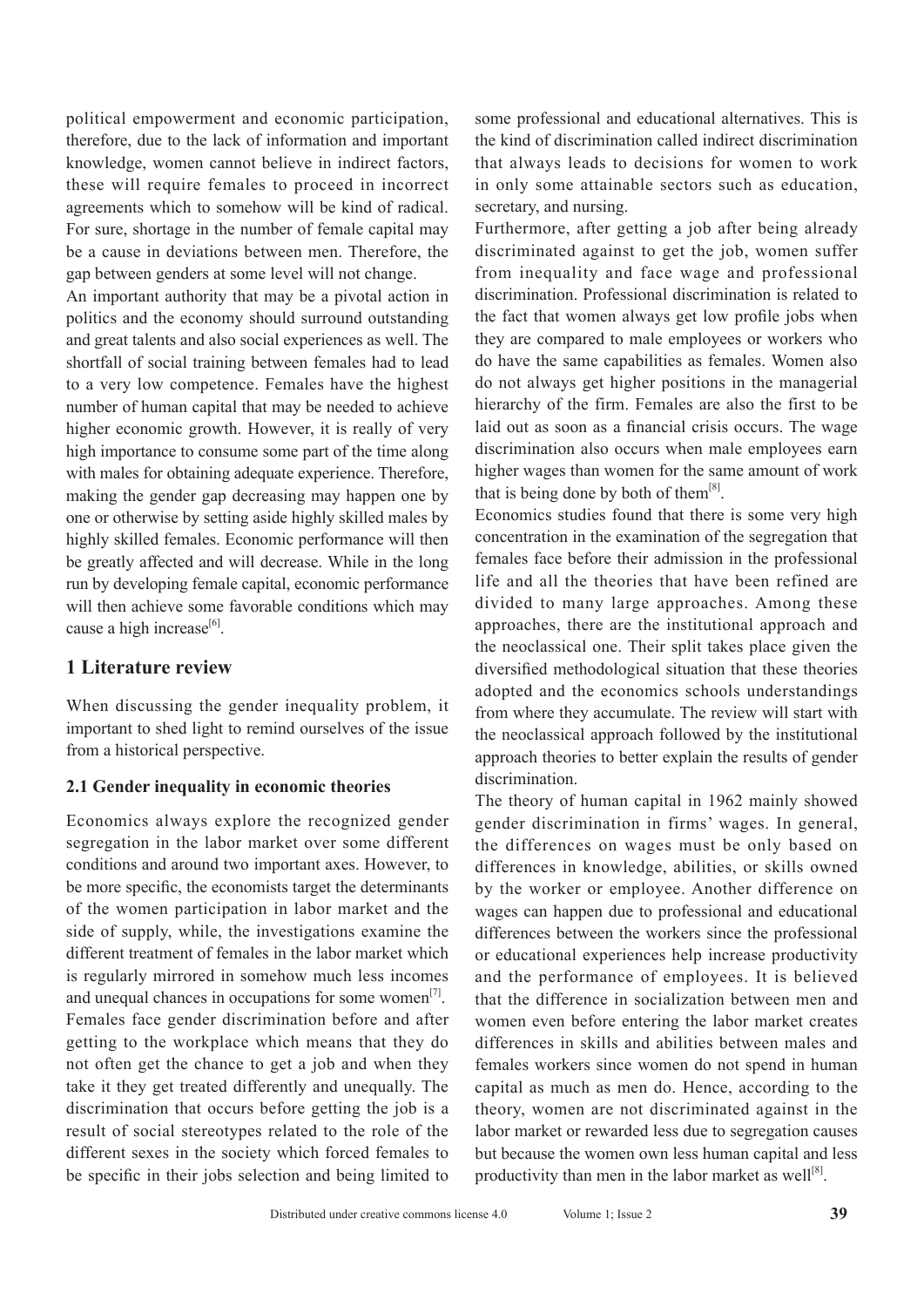political empowerment and economic participation, therefore, due to the lack of information and important knowledge, women cannot believe in indirect factors, these will require females to proceed in incorrect agreements which to somehow will be kind of radical. For sure, shortage in the number of female capital may be a cause in deviations between men. Therefore, the gap between genders at some level will not change.

An important authority that may be a pivotal action in politics and the economy should surround outstanding and great talents and also social experiences as well. The shortfall of social training between females had to lead to a very low competence. Females have the highest number of human capital that may be needed to achieve higher economic growth. However, it is really of very high importance to consume some part of the time along with males for obtaining adequate experience. Therefore, making the gender gap decreasing may happen one by one or otherwise by setting aside highly skilled males by highly skilled females. Economic performance will then be greatly affected and will decrease. While in the long run by developing female capital, economic performance will then achieve some favorable conditions which may cause a high increase[6].

## 1 Literature review

When discussing the gender inequality problem, it important to shed light to remind ourselves of the issue from a historical perspective.

### 2.1 Gender inequality in economic theories

Economics always explore the recognized gender segregation in the labor market over some different conditions and around two important axes. However, to be more specific, the economists target the determinants of the women participation in labor market and the side of supply, while, the investigations examine the different treatment of females in the labor market which is regularly mirrored in somehow much less incomes and unequal chances in occupations for some women[7].

Females face gender discrimination before and after getting to the workplace which means that they do not often get the chance to get a job and when they take it they get treated differently and unequally. The discrimination that occurs before getting the job is a result of social stereotypes related to the role of the different sexes in the society which forced females to be specific in their jobs selection and being limited to some professional and educational alternatives. This is the kind of discrimination called indirect discrimination that always leads to decisions for women to work in only some attainable sectors such as education, secretary, and nursing.

Furthermore, after getting a job after being already discriminated against to get the job, women suffer from inequality and face wage and professional discrimination. Professional discrimination is related to the fact that women always get low profile jobs when they are compared to male employees or workers who do have the same capabilities as females. Women also do not always get higher positions in the managerial hierarchy of the firm. Females are also the first to be laid out as soon as a financial crisis occurs. The wage discrimination also occurs when male employees earn higher wages than women for the same amount of work that is being done by both of them[8].

Economics studies found that there is some very high concentration in the examination of the segregation that females face before their admission in the professional life and all the theories that have been refined are divided to many large approaches. Among these approaches, there are the institutional approach and the neoclassical one. Their split takes place given the diversified methodological situation that these theories adopted and the economics schools understandings from where they accumulate. The review will start with the neoclassical approach followed by the institutional approach theories to better explain the results of gender discrimination.

The theory of human capital in 1962 mainly showed gender discrimination in firms' wages. In general, the differences on wages must be only based on differences in knowledge, abilities, or skills owned by the worker or employee. Another difference on wages can happen due to professional and educational differences between the workers since the professional or educational experiences help increase productivity and the performance of employees. It is believed that the difference in socialization between men and women even before entering the labor market creates differences in skills and abilities between males and females workers since women do not spend in human capital as much as men do. Hence, according to the theory, women are not discriminated against in the labor market or rewarded less due to segregation causes but because the women own less human capital and less productivity than men in the labor market as well[8].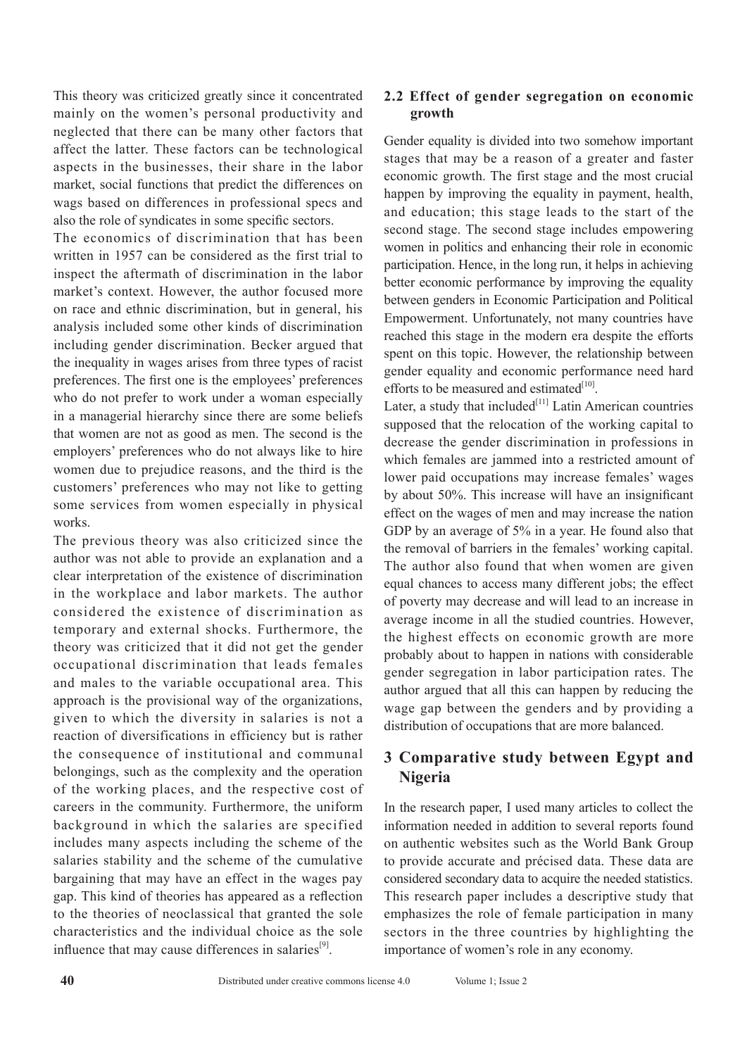This theory was criticized greatly since it concentrated mainly on the women's personal productivity and neglected that there can be many other factors that affect the latter. These factors can be technological aspects in the businesses, their share in the labor market, social functions that predict the differences on wags based on differences in professional specs and also the role of syndicates in some specific sectors.

The economics of discrimination that has been written in 1957 can be considered as the first trial to inspect the aftermath of discrimination in the labor market's context. However, the author focused more on race and ethnic discrimination, but in general, his analysis included some other kinds of discrimination including gender discrimination. Becker argued that the inequality in wages arises from three types of racist preferences. The first one is the employees' preferences who do not prefer to work under a woman especially in a managerial hierarchy since there are some beliefs that women are not as good as men. The second is the employers' preferences who do not always like to hire women due to prejudice reasons, and the third is the customers' preferences who may not like to getting some services from women especially in physical works.

The previous theory was also criticized since the author was not able to provide an explanation and a clear interpretation of the existence of discrimination in the workplace and labor markets. The author considered the existence of discrimination as temporary and external shocks. Furthermore, the theory was criticized that it did not get the gender occupational discrimination that leads females and males to the variable occupational area. This approach is the provisional way of the organizations, given to which the diversity in salaries is not a reaction of diversifications in efficiency but is rather the consequence of institutional and communal belongings, such as the complexity and the operation of the working places, and the respective cost of careers in the community. Furthermore, the uniform background in which the salaries are specified includes many aspects including the scheme of the salaries stability and the scheme of the cumulative bargaining that may have an effect in the wages pay gap. This kind of theories has appeared as a reflection to the theories of neoclassical that granted the sole characteristics and the individual choice as the sole influence that may cause differences in salaries[9].

### 2.2 Effect of gender segregation on economic growth

Gender equality is divided into two somehow important stages that may be a reason of a greater and faster economic growth. The first stage and the most crucial happen by improving the equality in payment, health, and education; this stage leads to the start of the second stage. The second stage includes empowering women in politics and enhancing their role in economic participation. Hence, in the long run, it helps in achieving better economic performance by improving the equality between genders in Economic Participation and Political Empowerment. Unfortunately, not many countries have reached this stage in the modern era despite the efforts spent on this topic. However, the relationship between gender equality and economic performance need hard efforts to be measured and estimated[10].

Later, a study that included[11] Latin American countries supposed that the relocation of the working capital to decrease the gender discrimination in professions in which females are jammed into a restricted amount of lower paid occupations may increase females' wages by about 50%. This increase will have an insignificant effect on the wages of men and may increase the nation GDP by an average of 5% in a year. He found also that the removal of barriers in the females' working capital. The author also found that when women are given equal chances to access many different jobs; the effect of poverty may decrease and will lead to an increase in average income in all the studied countries. However, the highest effects on economic growth are more probably about to happen in nations with considerable gender segregation in labor participation rates. The author argued that all this can happen by reducing the wage gap between the genders and by providing a distribution of occupations that are more balanced.

## 3 Comparative study between Egypt and Nigeria

In the research paper, I used many articles to collect the information needed in addition to several reports found on authentic websites such as the World Bank Group to provide accurate and précised data. These data are considered secondary data to acquire the needed statistics. This research paper includes a descriptive study that emphasizes the role of female participation in many sectors in the three countries by highlighting the importance of women's role in any economy.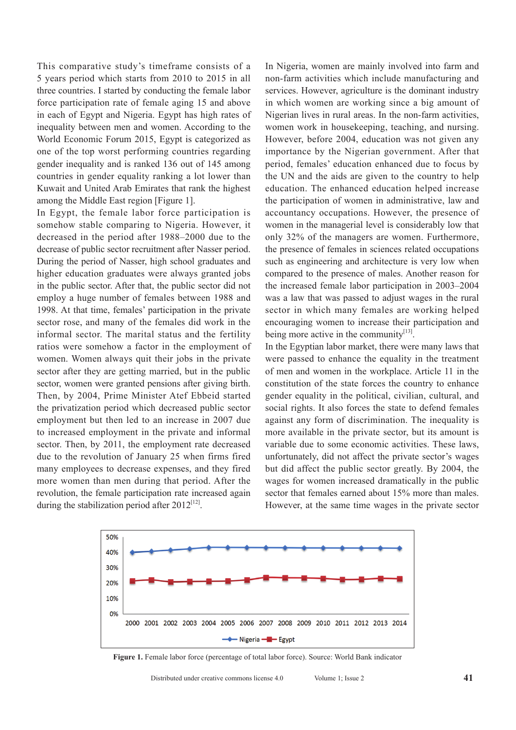This comparative study's timeframe consists of a 5 years period which starts from 2010 to 2015 in all three countries. I started by conducting the female labor force participation rate of female aging 15 and above in each of Egypt and Nigeria. Egypt has high rates of inequality between men and women. According to the World Economic Forum 2015, Egypt is categorized as one of the top worst performing countries regarding gender inequality and is ranked 136 out of 145 among countries in gender equality ranking a lot lower than Kuwait and United Arab Emirates that rank the highest among the Middle East region [Figure 1].

In Egypt, the female labor force participation is somehow stable comparing to Nigeria. However, it decreased in the period after 1988–2000 due to the decrease of public sector recruitment after Nasser period. During the period of Nasser, high school graduates and higher education graduates were always granted jobs in the public sector. After that, the public sector did not employ a huge number of females between 1988 and 1998. At that time, females' participation in the private sector rose, and many of the females did work in the informal sector. The marital status and the fertility ratios were somehow a factor in the employment of women. Women always quit their jobs in the private sector after they are getting married, but in the public sector, women were granted pensions after giving birth. Then, by 2004, Prime Minister Atef Ebbeid started the privatization period which decreased public sector employment but then led to an increase in 2007 due to increased employment in the private and informal sector. Then, by 2011, the employment rate decreased due to the revolution of January 25 when firms fired many employees to decrease expenses, and they fired more women than men during that period. After the revolution, the female participation rate increased again during the stabilization period after 2012[12].

In Nigeria, women are mainly involved into farm and non-farm activities which include manufacturing and services. However, agriculture is the dominant industry in which women are working since a big amount of Nigerian lives in rural areas. In the non-farm activities, women work in housekeeping, teaching, and nursing. However, before 2004, education was not given any importance by the Nigerian government. After that period, females' education enhanced due to focus by the UN and the aids are given to the country to help education. The enhanced education helped increase the participation of women in administrative, law and accountancy occupations. However, the presence of women in the managerial level is considerably low that only 32% of the managers are women. Furthermore, the presence of females in sciences related occupations such as engineering and architecture is very low when compared to the presence of males. Another reason for the increased female labor participation in 2003–2004 was a law that was passed to adjust wages in the rural sector in which many females are working helped encouraging women to increase their participation and being more active in the community[13].

In the Egyptian labor market, there were many laws that were passed to enhance the equality in the treatment of men and women in the workplace. Article 11 in the constitution of the state forces the country to enhance gender equality in the political, civilian, cultural, and social rights. It also forces the state to defend females against any form of discrimination. The inequality is more available in the private sector, but its amount is variable due to some economic activities. These laws, unfortunately, did not affect the private sector's wages but did affect the public sector greatly. By 2004, the wages for women increased dramatically in the public sector that females earned about 15% more than males. However, at the same time wages in the private sector

**Figure 1.** Female labor force (percentage of total labor force). Source: World Bank indicator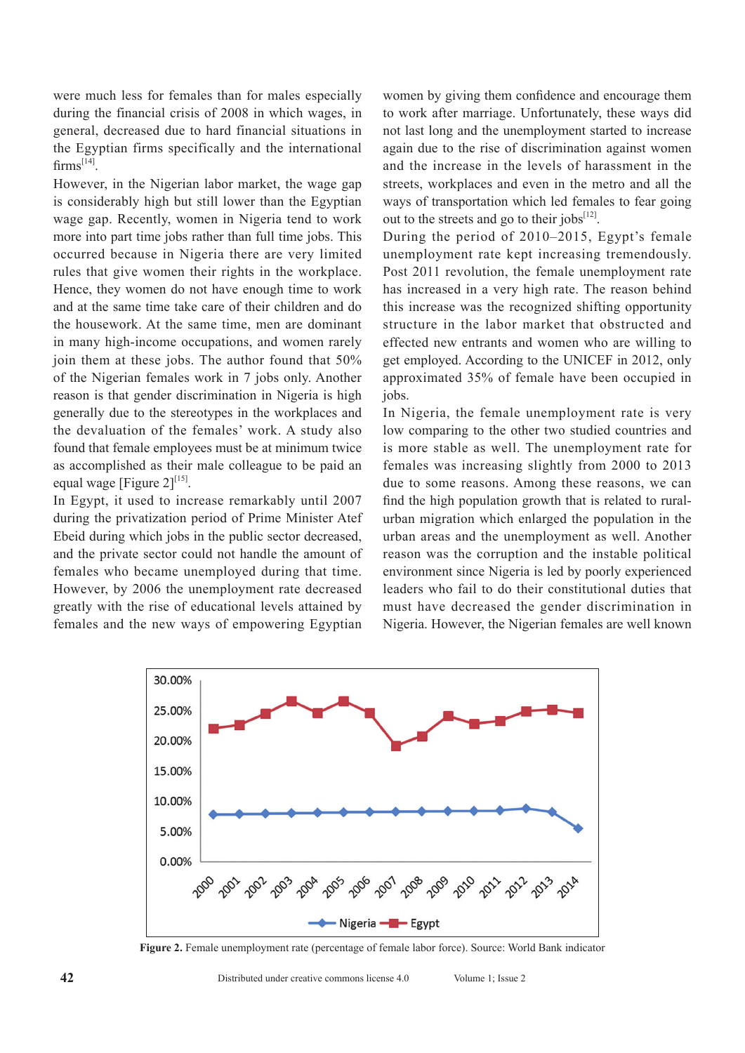were much less for females than for males especially during the financial crisis of 2008 in which wages, in general, decreased due to hard financial situations in the Egyptian firms specifically and the international firms[14].

However, in the Nigerian labor market, the wage gap is considerably high but still lower than the Egyptian wage gap. Recently, women in Nigeria tend to work more into part time jobs rather than full time jobs. This occurred because in Nigeria there are very limited rules that give women their rights in the workplace. Hence, they women do not have enough time to work and at the same time take care of their children and do the housework. At the same time, men are dominant in many high-income occupations, and women rarely join them at these jobs. The author found that 50% of the Nigerian females work in 7 jobs only. Another reason is that gender discrimination in Nigeria is high generally due to the stereotypes in the workplaces and the devaluation of the females' work. A study also found that female employees must be at minimum twice as accomplished as their male colleague to be paid an equal wage [Figure 2][15].

In Egypt, it used to increase remarkably until 2007 during the privatization period of Prime Minister Atef Ebeid during which jobs in the public sector decreased, and the private sector could not handle the amount of females who became unemployed during that time. However, by 2006 the unemployment rate decreased greatly with the rise of educational levels attained by females and the new ways of empowering Egyptian women by giving them confidence and encourage them to work after marriage. Unfortunately, these ways did not last long and the unemployment started to increase again due to the rise of discrimination against women and the increase in the levels of harassment in the streets, workplaces and even in the metro and all the ways of transportation which led females to fear going out to the streets and go to their jobs[12].

During the period of 2010–2015, Egypt's female unemployment rate kept increasing tremendously. Post 2011 revolution, the female unemployment rate has increased in a very high rate. The reason behind this increase was the recognized shifting opportunity structure in the labor market that obstructed and effected new entrants and women who are willing to get employed. According to the UNICEF in 2012, only approximated 35% of female have been occupied in jobs.

In Nigeria, the female unemployment rate is very low comparing to the other two studied countries and is more stable as well. The unemployment rate for females was increasing slightly from 2000 to 2013 due to some reasons. Among these reasons, we can find the high population growth that is related to rural-urban migration which enlarged the population in the urban areas and the unemployment as well. Another reason was the corruption and the instable political environment since Nigeria is led by poorly experienced leaders who fail to do their constitutional duties that must have decreased the gender discrimination in Nigeria. However, the Nigerian females are well known

**Figure 2.** Female unemployment rate (percentage of female labor force). Source: World Bank indicator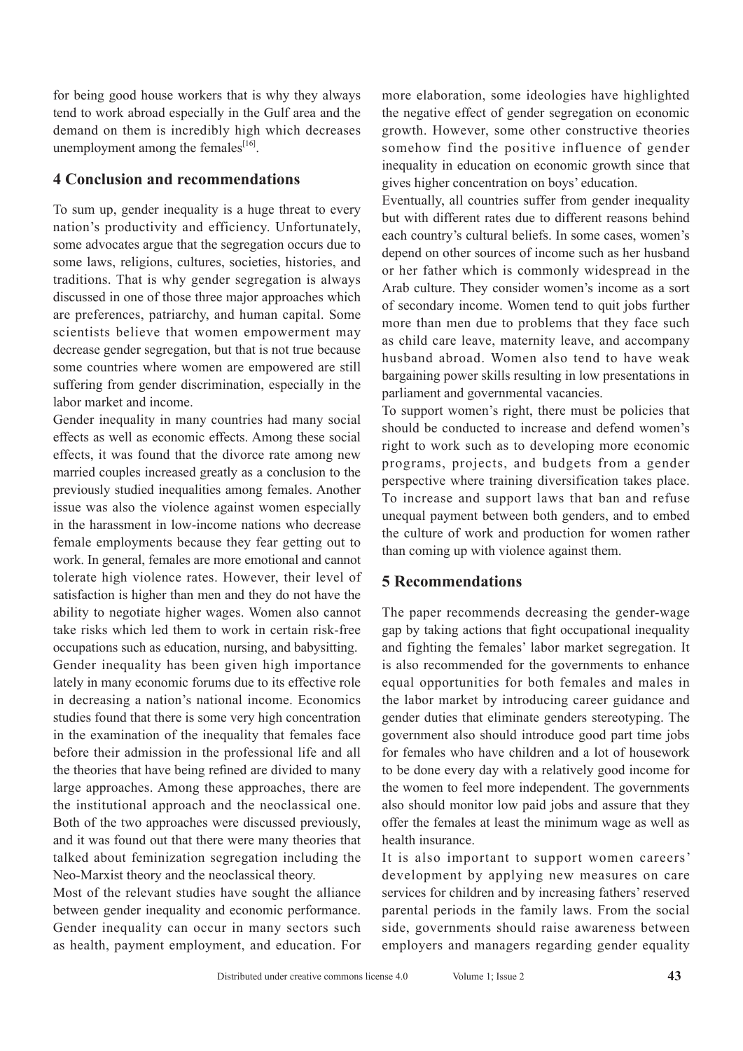for being good house workers that is why they always tend to work abroad especially in the Gulf area and the demand on them is incredibly high which decreases unemployment among the females[16].

## 4 Conclusion and recommendations

To sum up, gender inequality is a huge threat to every nation's productivity and efficiency. Unfortunately, some advocates argue that the segregation occurs due to some laws, religions, cultures, societies, histories, and traditions. That is why gender segregation is always discussed in one of those three major approaches which are preferences, patriarchy, and human capital. Some scientists believe that women empowerment may decrease gender segregation, but that is not true because some countries where women are empowered are still suffering from gender discrimination, especially in the labor market and income.

Gender inequality in many countries had many social effects as well as economic effects. Among these social effects, it was found that the divorce rate among new married couples increased greatly as a conclusion to the previously studied inequalities among females. Another issue was also the violence against women especially in the harassment in low-income nations who decrease female employments because they fear getting out to work. In general, females are more emotional and cannot tolerate high violence rates. However, their level of satisfaction is higher than men and they do not have the ability to negotiate higher wages. Women also cannot take risks which led them to work in certain risk-free occupations such as education, nursing, and babysitting.

Gender inequality has been given high importance lately in many economic forums due to its effective role in decreasing a nation's national income. Economics studies found that there is some very high concentration in the examination of the inequality that females face before their admission in the professional life and all the theories that have being refined are divided to many large approaches. Among these approaches, there are the institutional approach and the neoclassical one. Both of the two approaches were discussed previously, and it was found out that there were many theories that talked about feminization segregation including the Neo-Marxist theory and the neoclassical theory.

Most of the relevant studies have sought the alliance between gender inequality and economic performance. Gender inequality can occur in many sectors such as health, payment employment, and education. For more elaboration, some ideologies have highlighted the negative effect of gender segregation on economic growth. However, some other constructive theories somehow find the positive influence of gender inequality in education on economic growth since that gives higher concentration on boys' education.

Eventually, all countries suffer from gender inequality but with different rates due to different reasons behind each country's cultural beliefs. In some cases, women's depend on other sources of income such as her husband or her father which is commonly widespread in the Arab culture. They consider women's income as a sort of secondary income. Women tend to quit jobs further more than men due to problems that they face such as child care leave, maternity leave, and accompany husband abroad. Women also tend to have weak bargaining power skills resulting in low presentations in parliament and governmental vacancies.

To support women's right, there must be policies that should be conducted to increase and defend women's right to work such as to developing more economic programs, projects, and budgets from a gender perspective where training diversification takes place. To increase and support laws that ban and refuse unequal payment between both genders, and to embed the culture of work and production for women rather than coming up with violence against them.

## 5 Recommendations

The paper recommends decreasing the gender-wage gap by taking actions that fight occupational inequality and fighting the females' labor market segregation. It is also recommended for the governments to enhance equal opportunities for both females and males in the labor market by introducing career guidance and gender duties that eliminate genders stereotyping. The government also should introduce good part time jobs for females who have children and a lot of housework to be done every day with a relatively good income for the women to feel more independent. The governments also should monitor low paid jobs and assure that they offer the females at least the minimum wage as well as health insurance.

It is also important to support women careers' development by applying new measures on care services for children and by increasing fathers' reserved parental periods in the family laws. From the social side, governments should raise awareness between employers and managers regarding gender equality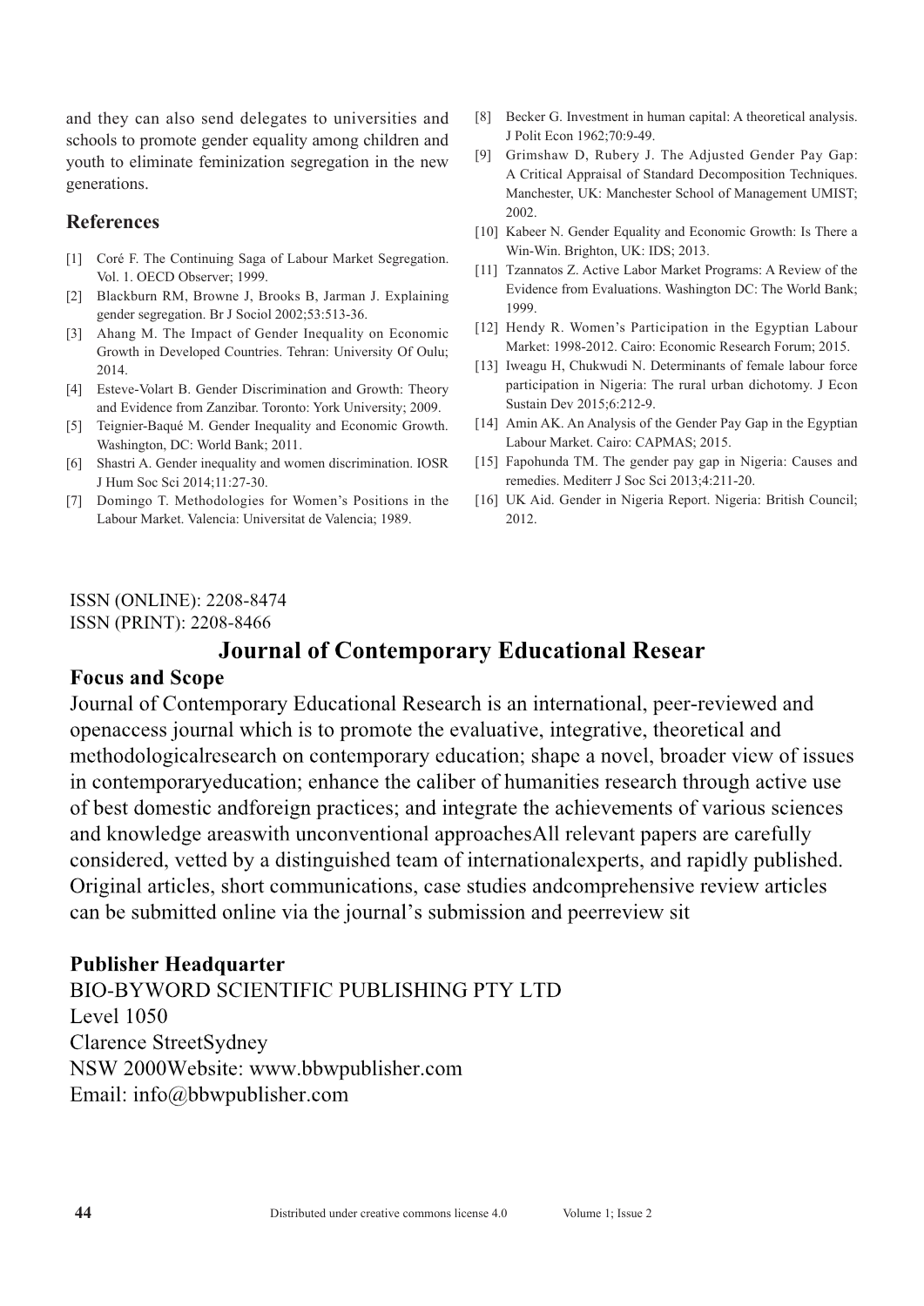and they can also send delegates to universities and schools to promote gender equality among children and youth to eliminate feminization segregation in the new generations.

## References

[1] Coré F. The Continuing Saga of Labour Market Segregation. Vol. 1. OECD Observer; 1999.

[2] Blackburn RM, Browne J, Brooks B, Jarman J. Explaining gender segregation. Br J Sociol 2002;53:513-36.

[3] Ahang M. The Impact of Gender Inequality on Economic Growth in Developed Countries. Tehran: University Of Oulu; 2014.

[4] Esteve-Volart B. Gender Discrimination and Growth: Theory and Evidence from Zanzibar. Toronto: York University; 2009.

[5] Teignier-Baqué M. Gender Inequality and Economic Growth. Washington, DC: World Bank; 2011.

[6] Shastri A. Gender inequality and women discrimination. IOSR J Hum Soc Sci 2014;11:27-30.

[7] Domingo T. Methodologies for Women's Positions in the Labour Market. Valencia: Universitat de Valencia; 1989.

[8] Becker G. Investment in human capital: A theoretical analysis. J Polit Econ 1962;70:9-49.

[9] Grimshaw D, Rubery J. The Adjusted Gender Pay Gap: A Critical Appraisal of Standard Decomposition Techniques. Manchester, UK: Manchester School of Management UMIST; 2002.

[10] Kabeer N. Gender Equality and Economic Growth: Is There a Win-Win. Brighton, UK: IDS; 2013.

[11] Tzannatos Z. Active Labor Market Programs: A Review of the Evidence from Evaluations. Washington DC: The World Bank; 1999.

[12] Hendy R. Women's Participation in the Egyptian Labour Market: 1998-2012. Cairo: Economic Research Forum; 2015.

[13] Iweagu H, Chukwudi N. Determinants of female labour force participation in Nigeria: The rural urban dichotomy. J Econ Sustain Dev 2015;6:212-9.

[14] Amin AK. An Analysis of the Gender Pay Gap in the Egyptian Labour Market. Cairo: CAPMAS; 2015.

[15] Fapohunda TM. The gender pay gap in Nigeria: Causes and remedies. Mediterr J Soc Sci 2013;4:211-20.

[16] UK Aid. Gender in Nigeria Report. Nigeria: British Council; 2012.

ISSN (ONLINE): 2208-8474
ISSN (PRINT): 2208-8466

# Journal of Contemporary Educational Resear

**Focus and Scope**

Journal of Contemporary Educational Research is an international, peer-reviewed and openaccess journal which is to promote the evaluative, integrative, theoretical and methodologicalresearch on contemporary education; shape a novel, broader view of issues in contemporaryeducation; enhance the caliber of humanities research through active use of best domestic andforeign practices; and integrate the achievements of various sciences and knowledge areaswith unconventional approachesAll relevant papers are carefully considered, vetted by a distinguished team of internationalexperts, and rapidly published. Original articles, short communications, case studies andcomprehensive review articles can be submitted online via the journal's submission and peerreview sit

**Publisher Headquarter**

BIO-BYWORD SCIENTIFIC PUBLISHING PTY LTD
Level 1050
Clarence StreetSydney
NSW 2000Website: www.bbwpublisher.com
Email: info@bbwpublisher.com

Distributed under creative commons license 4.0